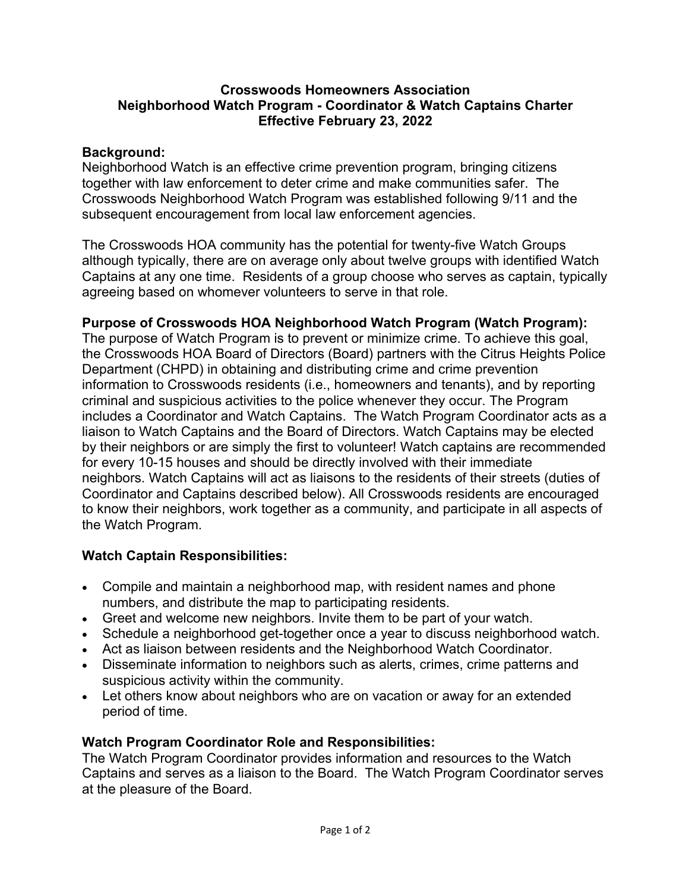# Crosswoods Homeowners Association
# Neighborhood Watch Program - Coordinator & Watch Captains Charter
# Effective February 23, 2022

## Background:

Neighborhood Watch is an effective crime prevention program, bringing citizens together with law enforcement to deter crime and make communities safer. The Crosswoods Neighborhood Watch Program was established following 9/11 and the subsequent encouragement from local law enforcement agencies.

The Crosswoods HOA community has the potential for twenty-five Watch Groups although typically, there are on average only about twelve groups with identified Watch Captains at any one time. Residents of a group choose who serves as captain, typically agreeing based on whomever volunteers to serve in that role.

## Purpose of Crosswoods HOA Neighborhood Watch Program (Watch Program):

The purpose of Watch Program is to prevent or minimize crime. To achieve this goal, the Crosswoods HOA Board of Directors (Board) partners with the Citrus Heights Police Department (CHPD) in obtaining and distributing crime and crime prevention information to Crosswoods residents (i.e., homeowners and tenants), and by reporting criminal and suspicious activities to the police whenever they occur. The Program includes a Coordinator and Watch Captains. The Watch Program Coordinator acts as a liaison to Watch Captains and the Board of Directors. Watch Captains may be elected by their neighbors or are simply the first to volunteer! Watch captains are recommended for every 10-15 houses and should be directly involved with their immediate neighbors. Watch Captains will act as liaisons to the residents of their streets (duties of Coordinator and Captains described below). All Crosswoods residents are encouraged to know their neighbors, work together as a community, and participate in all aspects of the Watch Program.

## Watch Captain Responsibilities:

- Compile and maintain a neighborhood map, with resident names and phone numbers, and distribute the map to participating residents.
- Greet and welcome new neighbors. Invite them to be part of your watch.
- Schedule a neighborhood get-together once a year to discuss neighborhood watch.
- Act as liaison between residents and the Neighborhood Watch Coordinator.
- Disseminate information to neighbors such as alerts, crimes, crime patterns and suspicious activity within the community.
- Let others know about neighbors who are on vacation or away for an extended period of time.

## Watch Program Coordinator Role and Responsibilities:

The Watch Program Coordinator provides information and resources to the Watch Captains and serves as a liaison to the Board. The Watch Program Coordinator serves at the pleasure of the Board.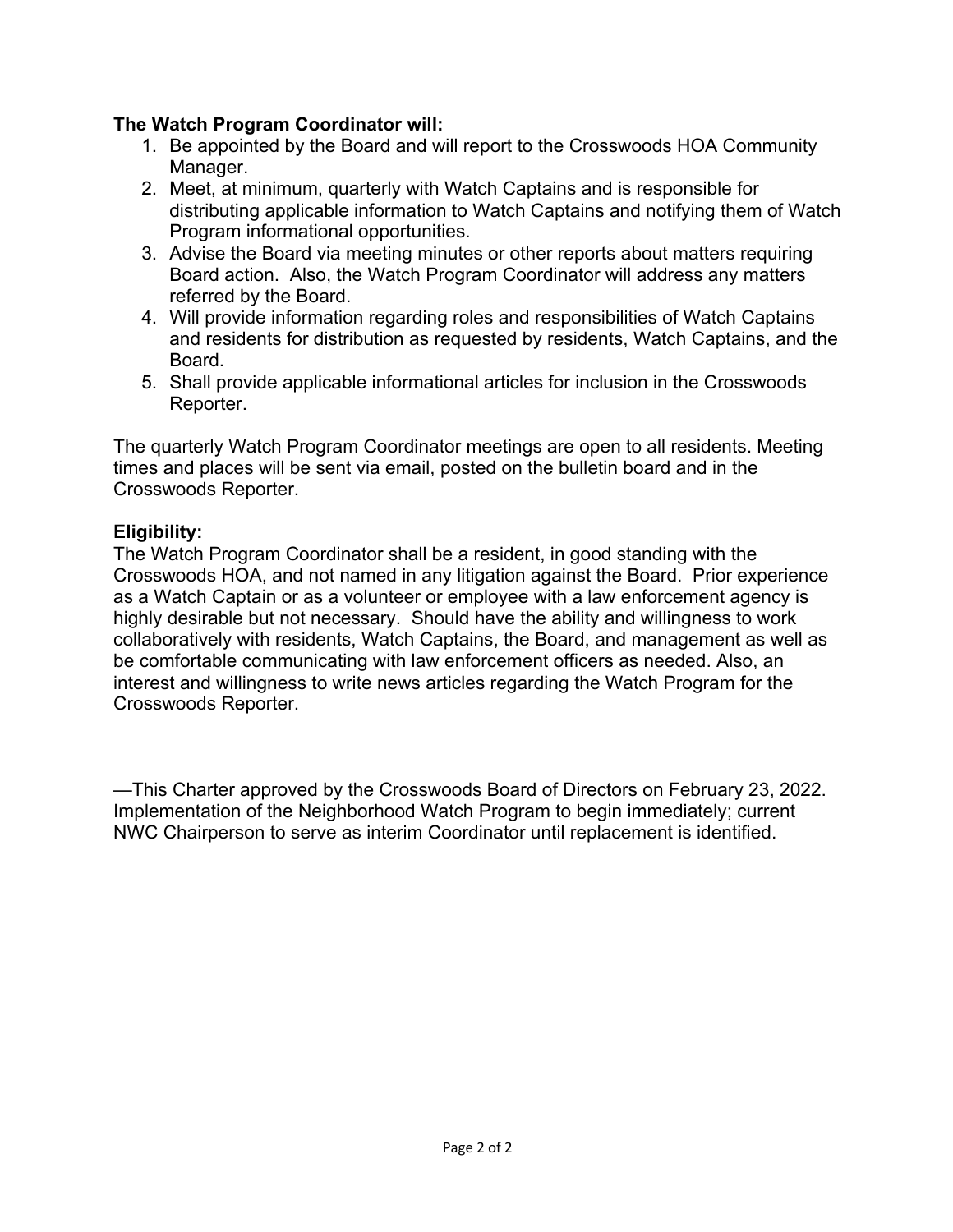**The Watch Program Coordinator will:**

1. Be appointed by the Board and will report to the Crosswoods HOA Community Manager.
2. Meet, at minimum, quarterly with Watch Captains and is responsible for distributing applicable information to Watch Captains and notifying them of Watch Program informational opportunities.
3. Advise the Board via meeting minutes or other reports about matters requiring Board action. Also, the Watch Program Coordinator will address any matters referred by the Board.
4. Will provide information regarding roles and responsibilities of Watch Captains and residents for distribution as requested by residents, Watch Captains, and the Board.
5. Shall provide applicable informational articles for inclusion in the Crosswoods Reporter.

The quarterly Watch Program Coordinator meetings are open to all residents. Meeting times and places will be sent via email, posted on the bulletin board and in the Crosswoods Reporter.

**Eligibility:**

The Watch Program Coordinator shall be a resident, in good standing with the Crosswoods HOA, and not named in any litigation against the Board. Prior experience as a Watch Captain or as a volunteer or employee with a law enforcement agency is highly desirable but not necessary. Should have the ability and willingness to work collaboratively with residents, Watch Captains, the Board, and management as well as be comfortable communicating with law enforcement officers as needed. Also, an interest and willingness to write news articles regarding the Watch Program for the Crosswoods Reporter.

—This Charter approved by the Crosswoods Board of Directors on February 23, 2022. Implementation of the Neighborhood Watch Program to begin immediately; current NWC Chairperson to serve as interim Coordinator until replacement is identified.